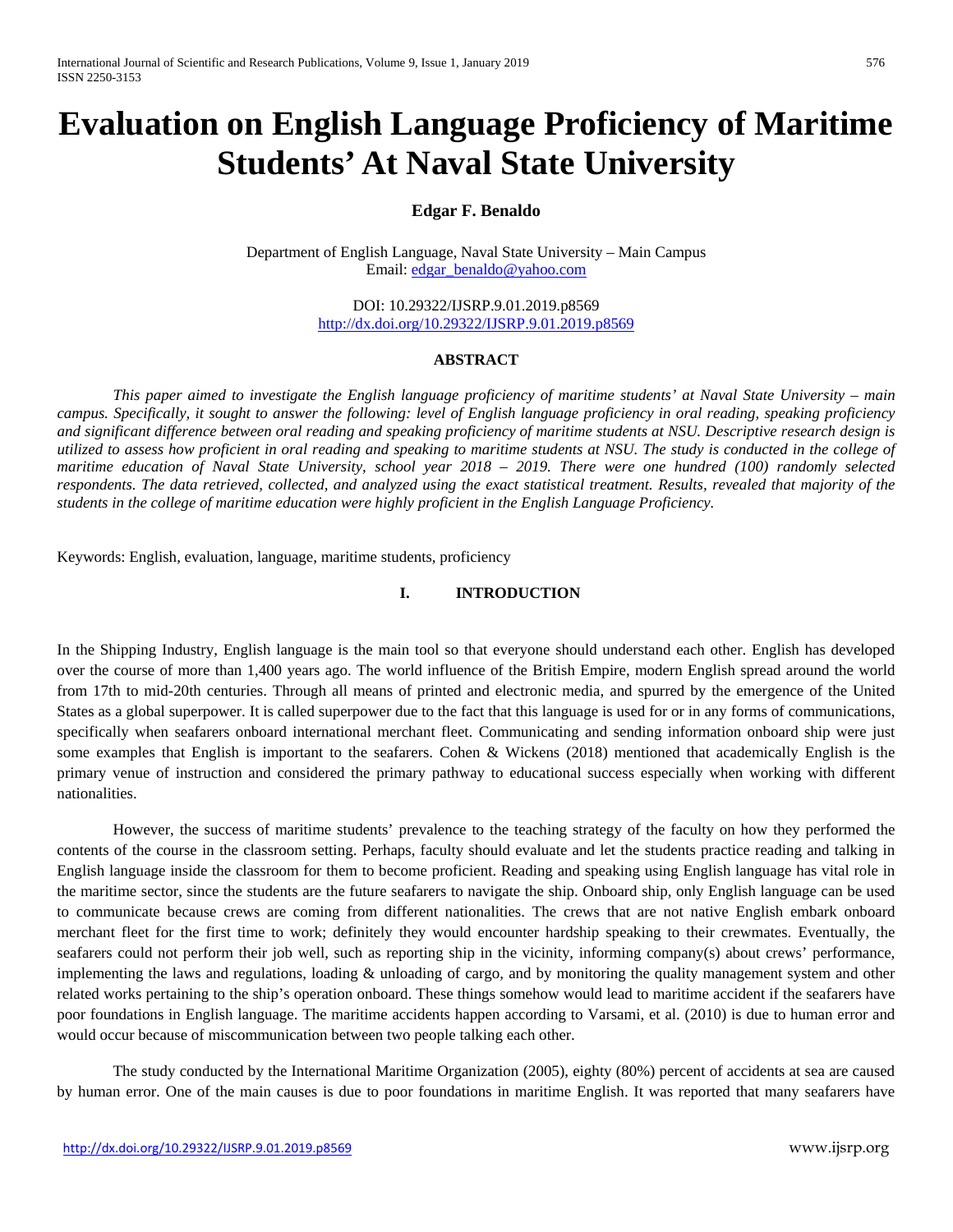# Evaluation on English Language Proficiency of Maritime Students' At Naval State University

**Edgar F. Benaldo**

Department of English Language, Naval State University – Main Campus
Email: edgar_benaldo@yahoo.com

DOI: 10.29322/IJSRP.9.01.2019.p8569
http://dx.doi.org/10.29322/IJSRP.9.01.2019.p8569

**ABSTRACT**

*This paper aimed to investigate the English language proficiency of maritime students' at Naval State University – main campus. Specifically, it sought to answer the following: level of English language proficiency in oral reading, speaking proficiency and significant difference between oral reading and speaking proficiency of maritime students at NSU. Descriptive research design is utilized to assess how proficient in oral reading and speaking to maritime students at NSU. The study is conducted in the college of maritime education of Naval State University, school year 2018 – 2019. There were one hundred (100) randomly selected respondents. The data retrieved, collected, and analyzed using the exact statistical treatment. Results, revealed that majority of the students in the college of maritime education were highly proficient in the English Language Proficiency.*

Keywords: English, evaluation, language, maritime students, proficiency

## I. INTRODUCTION

In the Shipping Industry, English language is the main tool so that everyone should understand each other. English has developed over the course of more than 1,400 years ago. The world influence of the British Empire, modern English spread around the world from 17th to mid-20th centuries. Through all means of printed and electronic media, and spurred by the emergence of the United States as a global superpower. It is called superpower due to the fact that this language is used for or in any forms of communications, specifically when seafarers onboard international merchant fleet. Communicating and sending information onboard ship were just some examples that English is important to the seafarers. Cohen & Wickens (2018) mentioned that academically English is the primary venue of instruction and considered the primary pathway to educational success especially when working with different nationalities.

However, the success of maritime students' prevalence to the teaching strategy of the faculty on how they performed the contents of the course in the classroom setting. Perhaps, faculty should evaluate and let the students practice reading and talking in English language inside the classroom for them to become proficient. Reading and speaking using English language has vital role in the maritime sector, since the students are the future seafarers to navigate the ship. Onboard ship, only English language can be used to communicate because crews are coming from different nationalities. The crews that are not native English embark onboard merchant fleet for the first time to work; definitely they would encounter hardship speaking to their crewmates. Eventually, the seafarers could not perform their job well, such as reporting ship in the vicinity, informing company(s) about crews' performance, implementing the laws and regulations, loading & unloading of cargo, and by monitoring the quality management system and other related works pertaining to the ship's operation onboard. These things somehow would lead to maritime accident if the seafarers have poor foundations in English language. The maritime accidents happen according to Varsami, et al. (2010) is due to human error and would occur because of miscommunication between two people talking each other.

The study conducted by the International Maritime Organization (2005), eighty (80%) percent of accidents at sea are caused by human error. One of the main causes is due to poor foundations in maritime English. It was reported that many seafarers have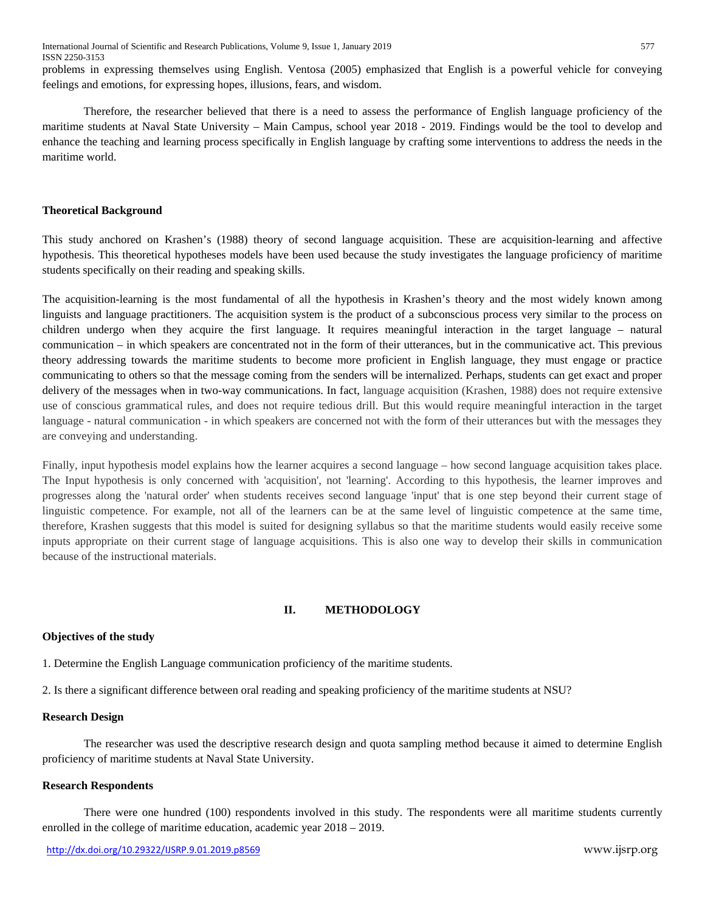problems in expressing themselves using English. Ventosa (2005) emphasized that English is a powerful vehicle for conveying feelings and emotions, for expressing hopes, illusions, fears, and wisdom.

Therefore, the researcher believed that there is a need to assess the performance of English language proficiency of the maritime students at Naval State University – Main Campus, school year 2018 - 2019. Findings would be the tool to develop and enhance the teaching and learning process specifically in English language by crafting some interventions to address the needs in the maritime world.

**Theoretical Background**

This study anchored on Krashen's (1988) theory of second language acquisition. These are acquisition-learning and affective hypothesis. This theoretical hypotheses models have been used because the study investigates the language proficiency of maritime students specifically on their reading and speaking skills.

The acquisition-learning is the most fundamental of all the hypothesis in Krashen's theory and the most widely known among linguists and language practitioners. The acquisition system is the product of a subconscious process very similar to the process on children undergo when they acquire the first language. It requires meaningful interaction in the target language – natural communication – in which speakers are concentrated not in the form of their utterances, but in the communicative act. This previous theory addressing towards the maritime students to become more proficient in English language, they must engage or practice communicating to others so that the message coming from the senders will be internalized. Perhaps, students can get exact and proper delivery of the messages when in two-way communications. In fact, language acquisition (Krashen, 1988) does not require extensive use of conscious grammatical rules, and does not require tedious drill. But this would require meaningful interaction in the target language - natural communication - in which speakers are concerned not with the form of their utterances but with the messages they are conveying and understanding.

Finally, input hypothesis model explains how the learner acquires a second language – how second language acquisition takes place. The Input hypothesis is only concerned with 'acquisition', not 'learning'. According to this hypothesis, the learner improves and progresses along the 'natural order' when students receives second language 'input' that is one step beyond their current stage of linguistic competence. For example, not all of the learners can be at the same level of linguistic competence at the same time, therefore, Krashen suggests that this model is suited for designing syllabus so that the maritime students would easily receive some inputs appropriate on their current stage of language acquisitions. This is also one way to develop their skills in communication because of the instructional materials.

## II. METHODOLOGY

**Objectives of the study**

1. Determine the English Language communication proficiency of the maritime students.

2. Is there a significant difference between oral reading and speaking proficiency of the maritime students at NSU?

**Research Design**

The researcher was used the descriptive research design and quota sampling method because it aimed to determine English proficiency of maritime students at Naval State University.

**Research Respondents**

There were one hundred (100) respondents involved in this study. The respondents were all maritime students currently enrolled in the college of maritime education, academic year 2018 – 2019.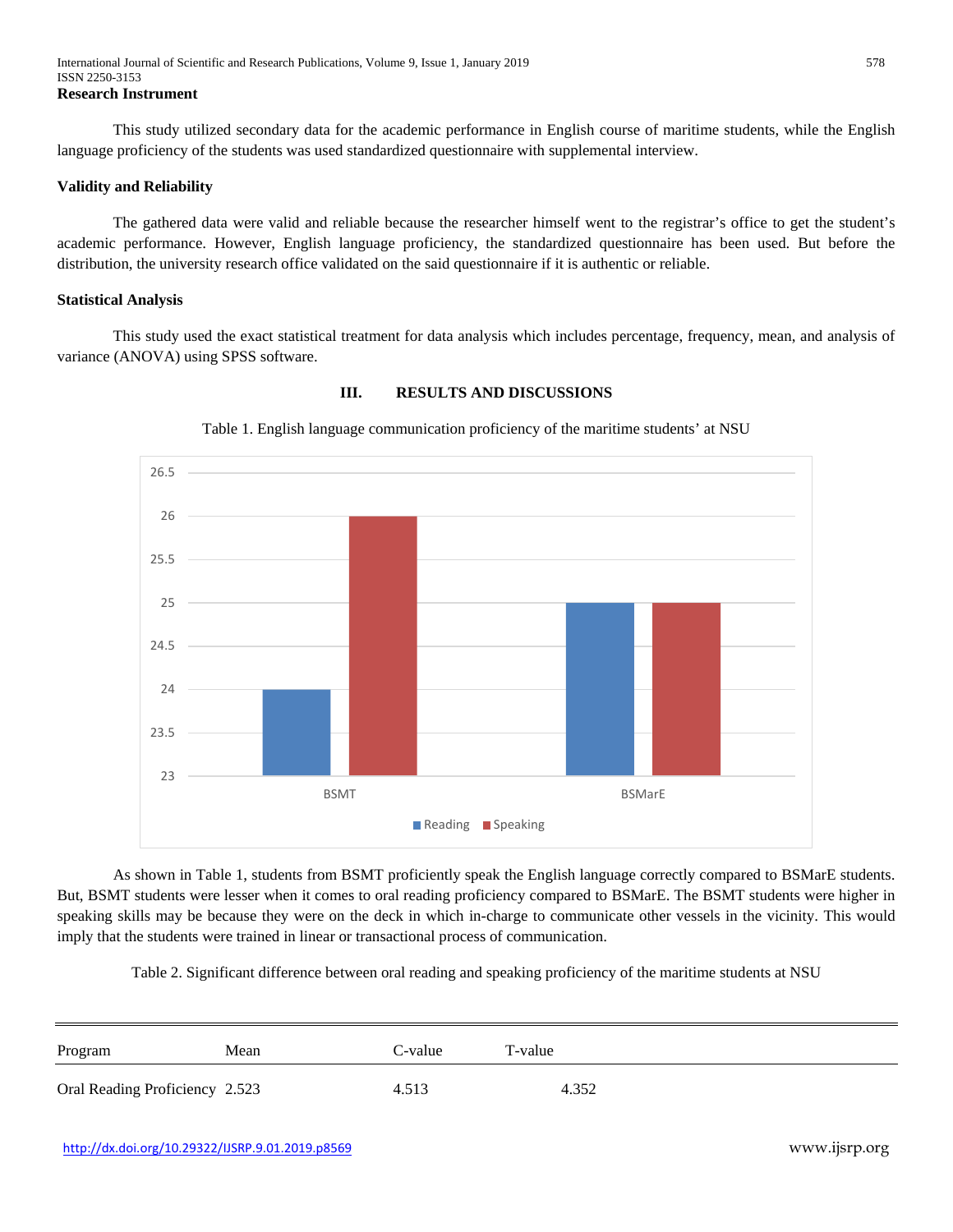**Research Instrument**

This study utilized secondary data for the academic performance in English course of maritime students, while the English language proficiency of the students was used standardized questionnaire with supplemental interview.

**Validity and Reliability**

The gathered data were valid and reliable because the researcher himself went to the registrar's office to get the student's academic performance. However, English language proficiency, the standardized questionnaire has been used. But before the distribution, the university research office validated on the said questionnaire if it is authentic or reliable.

**Statistical Analysis**

This study used the exact statistical treatment for data analysis which includes percentage, frequency, mean, and analysis of variance (ANOVA) using SPSS software.

## III. RESULTS AND DISCUSSIONS

Table 1. English language communication proficiency of the maritime students' at NSU

| Program | Reading | Speaking |
|---|---|---|
| BSMT | 24 | 26 |
| BSMarE | 25 | 25 |

As shown in Table 1, students from BSMT proficiently speak the English language correctly compared to BSMarE students. But, BSMT students were lesser when it comes to oral reading proficiency compared to BSMarE. The BSMT students were higher in speaking skills may be because they were on the deck in which in-charge to communicate other vessels in the vicinity. This would imply that the students were trained in linear or transactional process of communication.

Table 2. Significant difference between oral reading and speaking proficiency of the maritime students at NSU

| Program | Mean | C-value | T-value |
|---|---|---|---|
| Oral Reading Proficiency | 2.523 | 4.513 | 4.352 |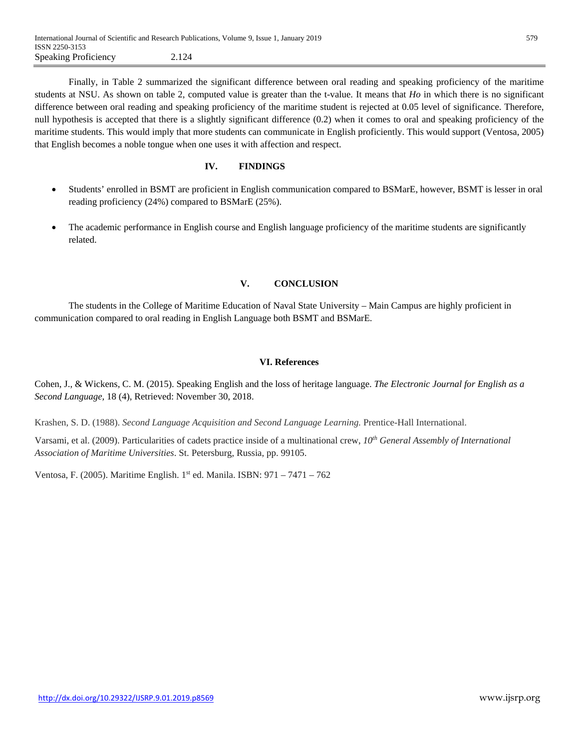| | |
|---|---|
| Speaking Proficiency | 2.124 |

Finally, in Table 2 summarized the significant difference between oral reading and speaking proficiency of the maritime students at NSU. As shown on table 2, computed value is greater than the t-value. It means that *Ho* in which there is no significant difference between oral reading and speaking proficiency of the maritime student is rejected at 0.05 level of significance. Therefore, null hypothesis is accepted that there is a slightly significant difference (0.2) when it comes to oral and speaking proficiency of the maritime students. This would imply that more students can communicate in English proficiently. This would support (Ventosa, 2005) that English becomes a noble tongue when one uses it with affection and respect.

## IV. FINDINGS

- Students' enrolled in BSMT are proficient in English communication compared to BSMarE, however, BSMT is lesser in oral reading proficiency (24%) compared to BSMarE (25%).
- The academic performance in English course and English language proficiency of the maritime students are significantly related.

## V. CONCLUSION

The students in the College of Maritime Education of Naval State University – Main Campus are highly proficient in communication compared to oral reading in English Language both BSMT and BSMarE.

## VI. References

Cohen, J., & Wickens, C. M. (2015). Speaking English and the loss of heritage language. *The Electronic Journal for English as a Second Language,* 18 (4), Retrieved: November 30, 2018.

Krashen, S. D. (1988). *Second Language Acquisition and Second Language Learning.* Prentice-Hall International.

Varsami, et al. (2009). Particularities of cadets practice inside of a multinational crew, *10th General Assembly of International Association of Maritime Universities*. St. Petersburg, Russia, pp. 99105.

Ventosa, F. (2005). Maritime English. 1st ed. Manila. ISBN: 971 – 7471 – 762